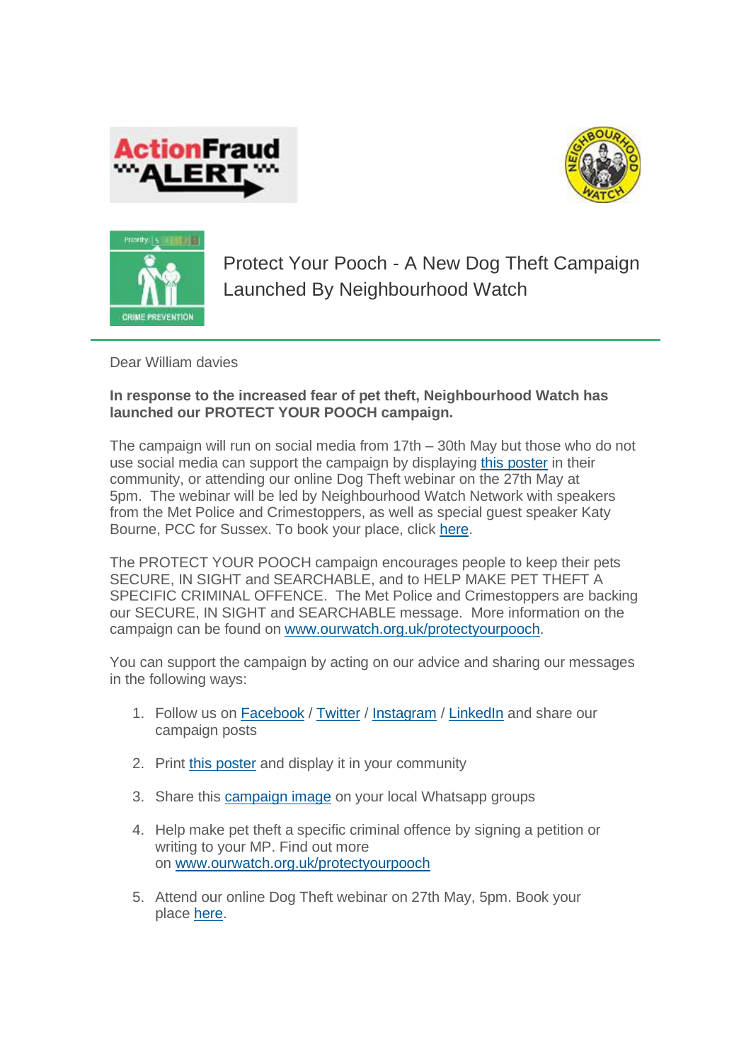# Protect Your Pooch - A New Dog Theft Campaign Launched By Neighbourhood Watch

Dear William davies

**In response to the increased fear of pet theft, Neighbourhood Watch has launched our PROTECT YOUR POOCH campaign.**

The campaign will run on social media from 17th – 30th May but those who do not use social media can support the campaign by displaying this poster in their community, or attending our online Dog Theft webinar on the 27th May at 5pm. The webinar will be led by Neighbourhood Watch Network with speakers from the Met Police and Crimestoppers, as well as special guest speaker Katy Bourne, PCC for Sussex. To book your place, click here.

The PROTECT YOUR POOCH campaign encourages people to keep their pets SECURE, IN SIGHT and SEARCHABLE, and to HELP MAKE PET THEFT A SPECIFIC CRIMINAL OFFENCE. The Met Police and Crimestoppers are backing our SECURE, IN SIGHT and SEARCHABLE message. More information on the campaign can be found on www.ourwatch.org.uk/protectyourpooch.

You can support the campaign by acting on our advice and sharing our messages in the following ways:

1. Follow us on Facebook / Twitter / Instagram / LinkedIn and share our campaign posts
2. Print this poster and display it in your community
3. Share this campaign image on your local Whatsapp groups
4. Help make pet theft a specific criminal offence by signing a petition or writing to your MP. Find out more on www.ourwatch.org.uk/protectyourpooch
5. Attend our online Dog Theft webinar on 27th May, 5pm. Book your place here.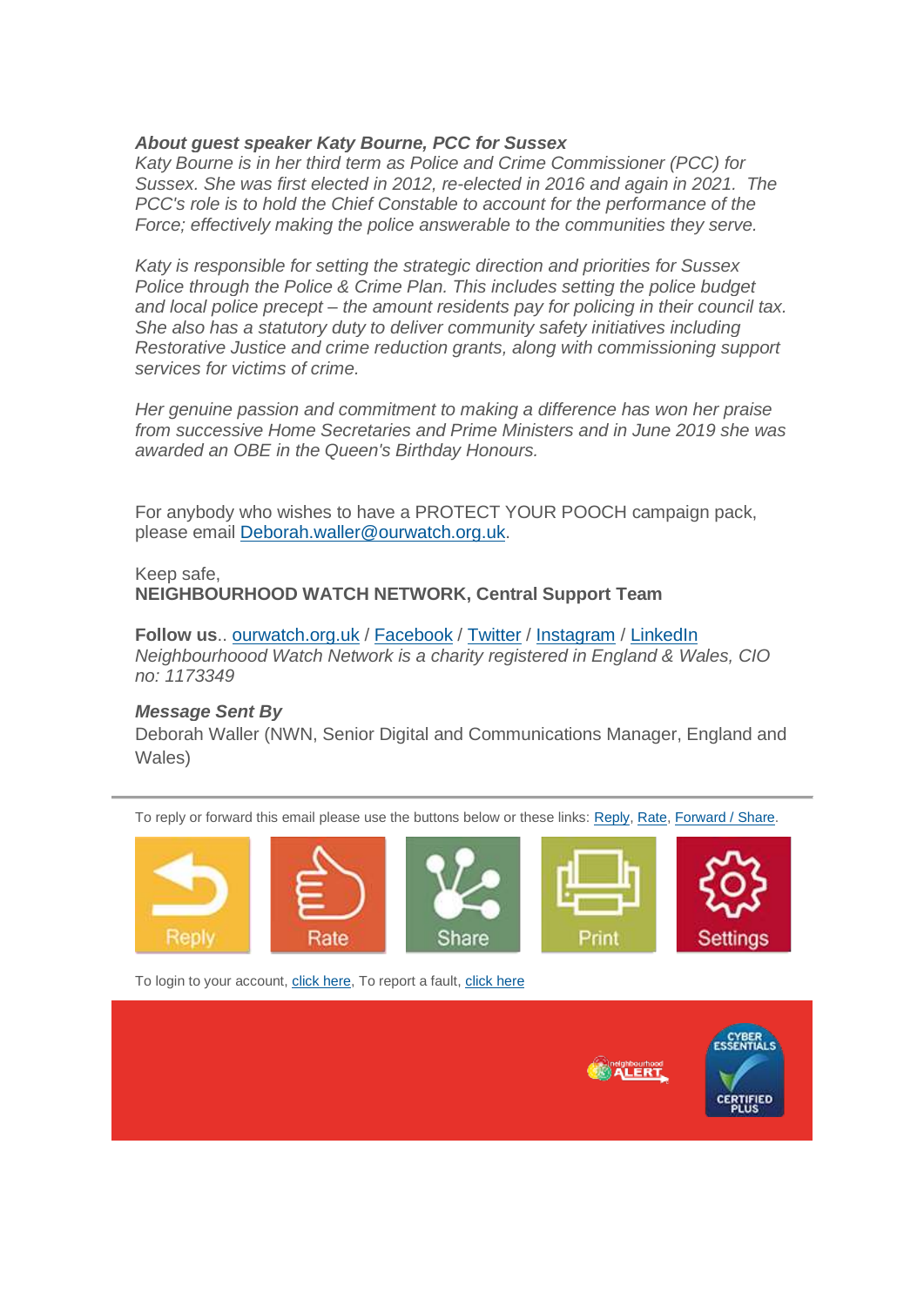***About guest speaker Katy Bourne, PCC for Sussex***
*Katy Bourne is in her third term as Police and Crime Commissioner (PCC) for Sussex. She was first elected in 2012, re-elected in 2016 and again in 2021. The PCC's role is to hold the Chief Constable to account for the performance of the Force; effectively making the police answerable to the communities they serve.*

*Katy is responsible for setting the strategic direction and priorities for Sussex Police through the Police & Crime Plan. This includes setting the police budget and local police precept – the amount residents pay for policing in their council tax. She also has a statutory duty to deliver community safety initiatives including Restorative Justice and crime reduction grants, along with commissioning support services for victims of crime.*

*Her genuine passion and commitment to making a difference has won her praise from successive Home Secretaries and Prime Ministers and in June 2019 she was awarded an OBE in the Queen's Birthday Honours.*

For anybody who wishes to have a PROTECT YOUR POOCH campaign pack, please email Deborah.waller@ourwatch.org.uk.

Keep safe,
**NEIGHBOURHOOD WATCH NETWORK, Central Support Team**

**Follow us**.. ourwatch.org.uk / Facebook / Twitter / Instagram / LinkedIn
*Neighbourhoood Watch Network is a charity registered in England & Wales, CIO no: 1173349*

***Message Sent By***
Deborah Waller (NWN, Senior Digital and Communications Manager, England and Wales)

---

To reply or forward this email please use the buttons below or these links: Reply, Rate, Forward / Share.

Reply | Rate | Share | Print | Settings

To login to your account, click here, To report a fault, click here